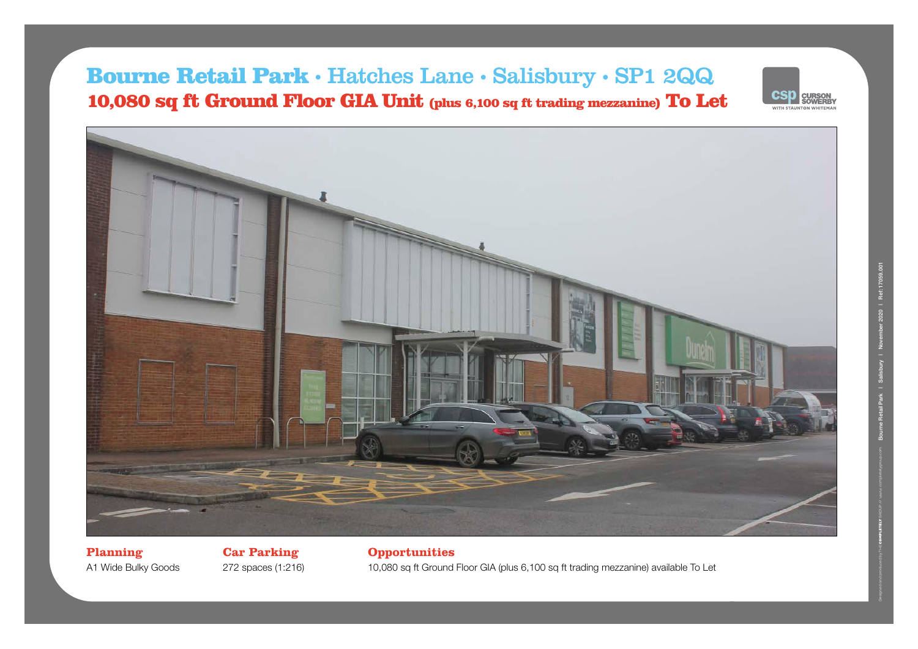# Bourne Retail Park • Hatches Lane • Salisbury • SP1 2QQ

## 10,080 sq ft Ground Floor GIA Unit (plus 6,100 sq ft trading mezzanine) To Let

**csp** CURSON SOWERBY WITH STAUNTON WHITEMAN

### Planning

A1 Wide Bulky Goods

### Car Parking

272 spaces (1:216)

### Opportunities

10,080 sq ft Ground Floor GIA (plus 6,100 sq ft trading mezzanine) available To Let

Bourne Retail Park | Salisbury | November 2020 | Ref: 17059.001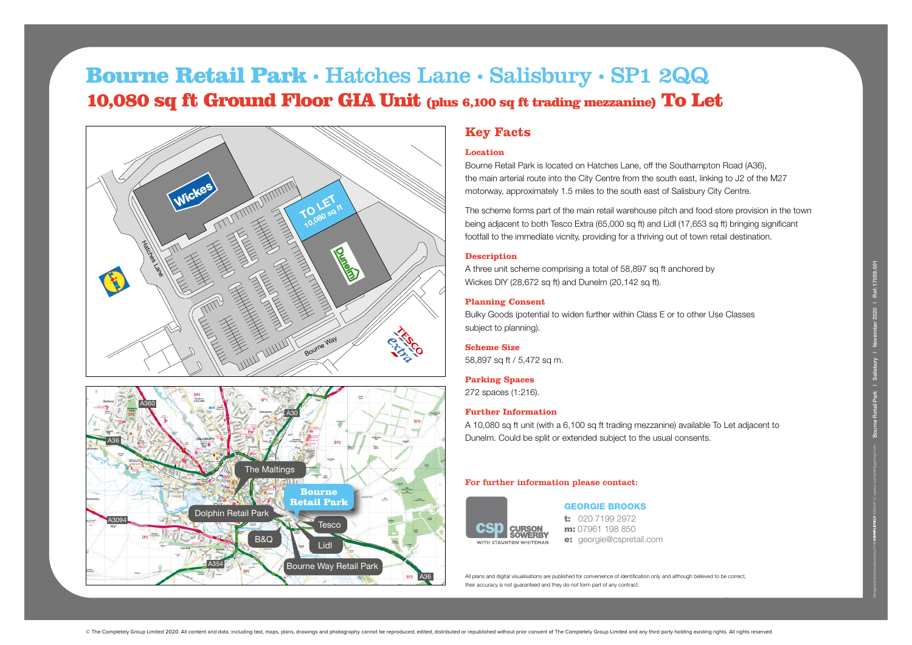# Bourne Retail Park • Hatches Lane • Salisbury • SP1 2QQ

## 10,080 sq ft Ground Floor GIA Unit (plus 6,100 sq ft trading mezzanine) To Let

## Key Facts

### Location

Bourne Retail Park is located on Hatches Lane, off the Southampton Road (A36), the main arterial route into the City Centre from the south east, linking to J2 of the M27 motorway, approximately 1.5 miles to the south east of Salisbury City Centre.

The scheme forms part of the main retail warehouse pitch and food store provision in the town being adjacent to both Tesco Extra (65,000 sq ft) and Lidl (17,653 sq ft) bringing significant footfall to the immediate vicnity, providing for a thriving out of town retail destination.

### Description

A three unit scheme comprising a total of 58,897 sq ft anchored by Wickes DIY (28,672 sq ft) and Dunelm (20,142 sq ft).

### Planning Consent

Bulky Goods (potential to widen further within Class E or to other Use Classes subject to planning).

### Scheme Size

58,897 sq ft / 5,472 sq m.

### Parking Spaces

272 spaces (1:216).

### Further Information

A 10,080 sq ft unit (with a 6,100 sq ft trading mezzanine) available To Let adjacent to Dunelm. Could be split or extended subject to the usual consents.

### For further information please contact:

CSP Curson Sowerby with Staunton Whiteman

**GEORGIE BROOKS**
**t:** 020 7199 2972
**m:** 07961 198 850
**e:** georgie@cspretail.com

All plans and digital visualisations are published for convenience of identification only and although believed to be correct, their accuracy is not guaranteed and they do not form part of any contract.

Bourne Retail Park | Salisbury | November 2020 | Ref: 17059.001